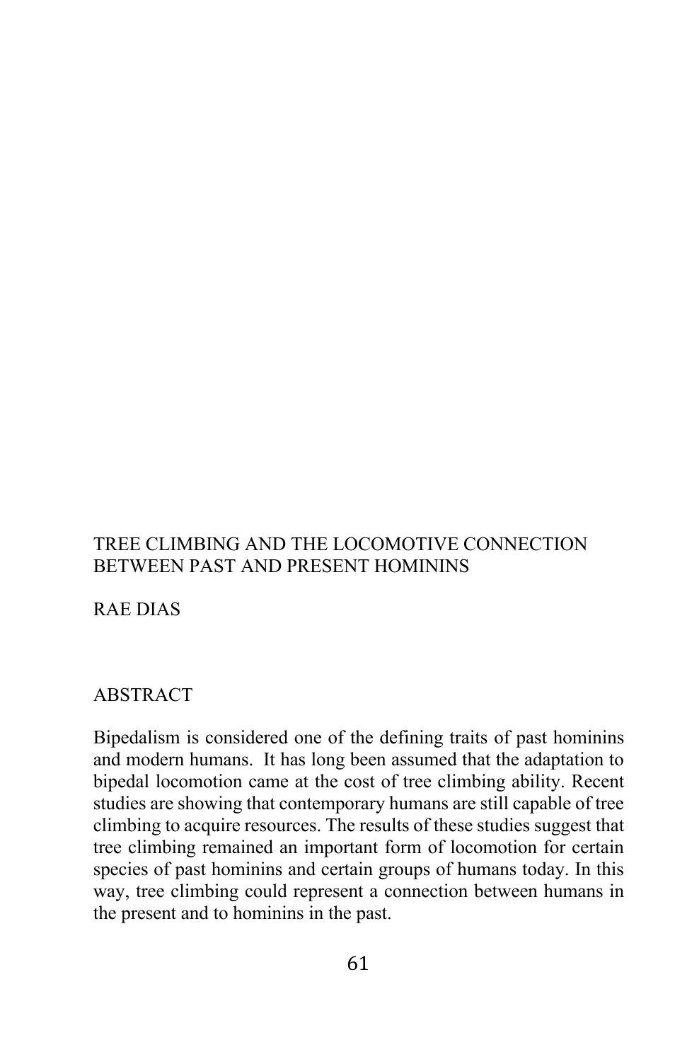# TREE CLIMBING AND THE LOCOMOTIVE CONNECTION BETWEEN PAST AND PRESENT HOMININS

RAE DIAS

## ABSTRACT

Bipedalism is considered one of the defining traits of past hominins and modern humans. It has long been assumed that the adaptation to bipedal locomotion came at the cost of tree climbing ability. Recent studies are showing that contemporary humans are still capable of tree climbing to acquire resources. The results of these studies suggest that tree climbing remained an important form of locomotion for certain species of past hominins and certain groups of humans today. In this way, tree climbing could represent a connection between humans in the present and to hominins in the past.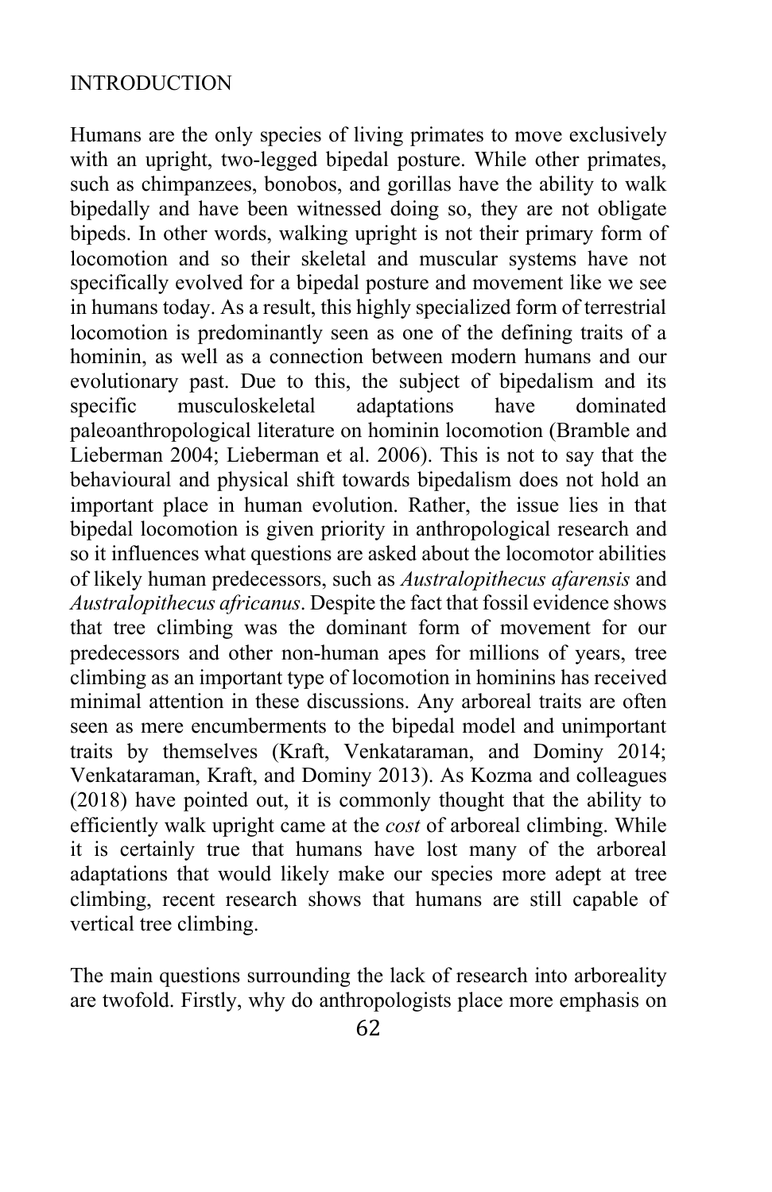## INTRODUCTION

Humans are the only species of living primates to move exclusively with an upright, two-legged bipedal posture. While other primates, such as chimpanzees, bonobos, and gorillas have the ability to walk bipedally and have been witnessed doing so, they are not obligate bipeds. In other words, walking upright is not their primary form of locomotion and so their skeletal and muscular systems have not specifically evolved for a bipedal posture and movement like we see in humans today. As a result, this highly specialized form of terrestrial locomotion is predominantly seen as one of the defining traits of a hominin, as well as a connection between modern humans and our evolutionary past. Due to this, the subject of bipedalism and its specific musculoskeletal adaptations have dominated paleoanthropological literature on hominin locomotion (Bramble and Lieberman 2004; Lieberman et al. 2006). This is not to say that the behavioural and physical shift towards bipedalism does not hold an important place in human evolution. Rather, the issue lies in that bipedal locomotion is given priority in anthropological research and so it influences what questions are asked about the locomotor abilities of likely human predecessors, such as *Australopithecus afarensis* and *Australopithecus africanus*. Despite the fact that fossil evidence shows that tree climbing was the dominant form of movement for our predecessors and other non-human apes for millions of years, tree climbing as an important type of locomotion in hominins has received minimal attention in these discussions. Any arboreal traits are often seen as mere encumberments to the bipedal model and unimportant traits by themselves (Kraft, Venkataraman, and Dominy 2014; Venkataraman, Kraft, and Dominy 2013). As Kozma and colleagues (2018) have pointed out, it is commonly thought that the ability to efficiently walk upright came at the *cost* of arboreal climbing. While it is certainly true that humans have lost many of the arboreal adaptations that would likely make our species more adept at tree climbing, recent research shows that humans are still capable of vertical tree climbing.

The main questions surrounding the lack of research into arboreality are twofold. Firstly, why do anthropologists place more emphasis on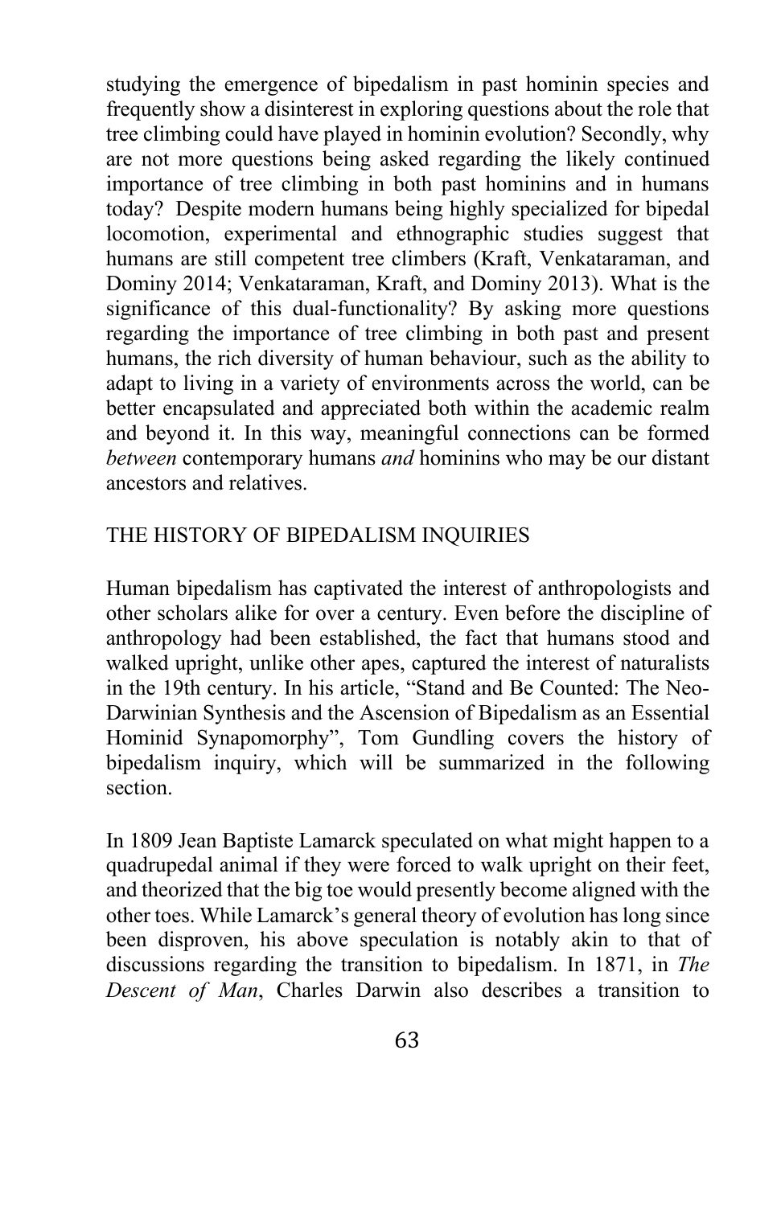studying the emergence of bipedalism in past hominin species and frequently show a disinterest in exploring questions about the role that tree climbing could have played in hominin evolution? Secondly, why are not more questions being asked regarding the likely continued importance of tree climbing in both past hominins and in humans today? Despite modern humans being highly specialized for bipedal locomotion, experimental and ethnographic studies suggest that humans are still competent tree climbers (Kraft, Venkataraman, and Dominy 2014; Venkataraman, Kraft, and Dominy 2013). What is the significance of this dual-functionality? By asking more questions regarding the importance of tree climbing in both past and present humans, the rich diversity of human behaviour, such as the ability to adapt to living in a variety of environments across the world, can be better encapsulated and appreciated both within the academic realm and beyond it. In this way, meaningful connections can be formed *between* contemporary humans *and* hominins who may be our distant ancestors and relatives.

## THE HISTORY OF BIPEDALISM INQUIRIES

Human bipedalism has captivated the interest of anthropologists and other scholars alike for over a century. Even before the discipline of anthropology had been established, the fact that humans stood and walked upright, unlike other apes, captured the interest of naturalists in the 19th century. In his article, "Stand and Be Counted: The Neo-Darwinian Synthesis and the Ascension of Bipedalism as an Essential Hominid Synapomorphy", Tom Gundling covers the history of bipedalism inquiry, which will be summarized in the following section.

In 1809 Jean Baptiste Lamarck speculated on what might happen to a quadrupedal animal if they were forced to walk upright on their feet, and theorized that the big toe would presently become aligned with the other toes. While Lamarck's general theory of evolution has long since been disproven, his above speculation is notably akin to that of discussions regarding the transition to bipedalism. In 1871, in *The Descent of Man*, Charles Darwin also describes a transition to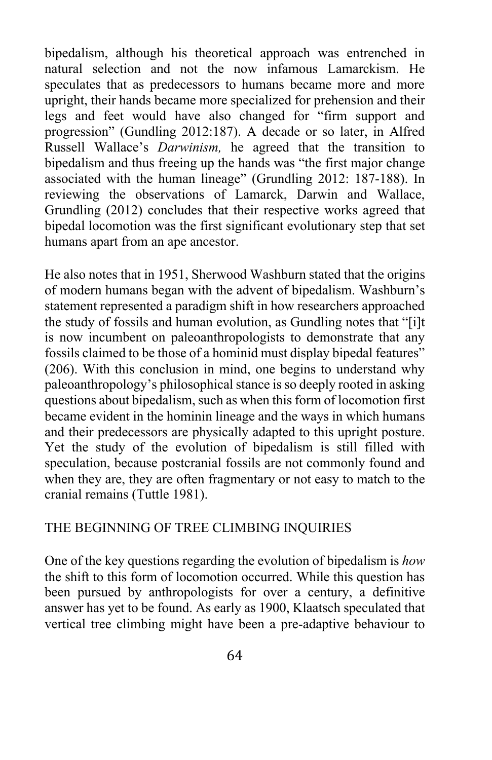bipedalism, although his theoretical approach was entrenched in natural selection and not the now infamous Lamarckism. He speculates that as predecessors to humans became more and more upright, their hands became more specialized for prehension and their legs and feet would have also changed for "firm support and progression" (Gundling 2012:187). A decade or so later, in Alfred Russell Wallace's *Darwinism,* he agreed that the transition to bipedalism and thus freeing up the hands was "the first major change associated with the human lineage" (Grundling 2012: 187-188). In reviewing the observations of Lamarck, Darwin and Wallace, Grundling (2012) concludes that their respective works agreed that bipedal locomotion was the first significant evolutionary step that set humans apart from an ape ancestor.

He also notes that in 1951, Sherwood Washburn stated that the origins of modern humans began with the advent of bipedalism. Washburn's statement represented a paradigm shift in how researchers approached the study of fossils and human evolution, as Gundling notes that "[i]t is now incumbent on paleoanthropologists to demonstrate that any fossils claimed to be those of a hominid must display bipedal features" (206). With this conclusion in mind, one begins to understand why paleoanthropology's philosophical stance is so deeply rooted in asking questions about bipedalism, such as when this form of locomotion first became evident in the hominin lineage and the ways in which humans and their predecessors are physically adapted to this upright posture. Yet the study of the evolution of bipedalism is still filled with speculation, because postcranial fossils are not commonly found and when they are, they are often fragmentary or not easy to match to the cranial remains (Tuttle 1981).

## THE BEGINNING OF TREE CLIMBING INQUIRIES

One of the key questions regarding the evolution of bipedalism is *how* the shift to this form of locomotion occurred. While this question has been pursued by anthropologists for over a century, a definitive answer has yet to be found. As early as 1900, Klaatsch speculated that vertical tree climbing might have been a pre-adaptive behaviour to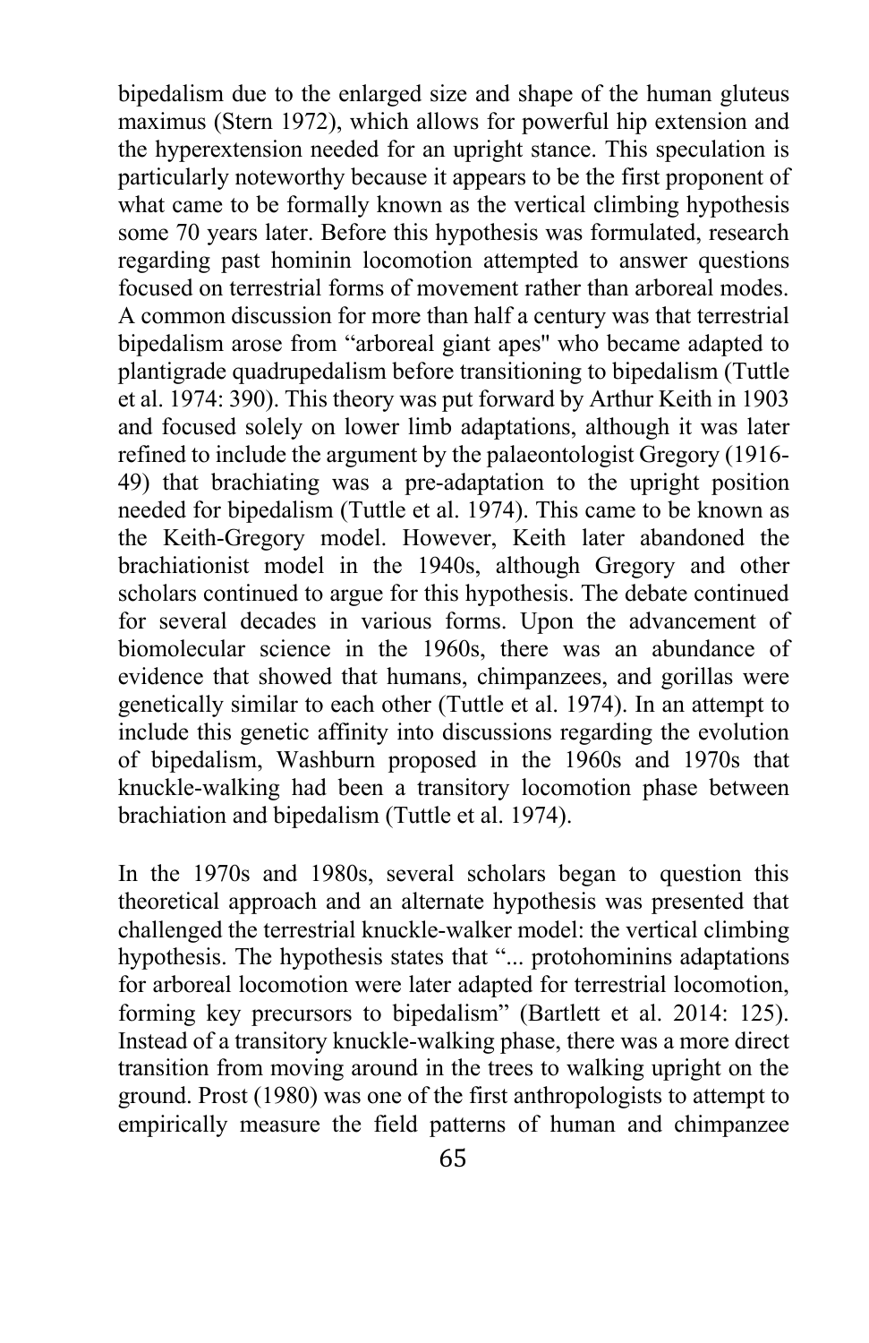bipedalism due to the enlarged size and shape of the human gluteus maximus (Stern 1972), which allows for powerful hip extension and the hyperextension needed for an upright stance. This speculation is particularly noteworthy because it appears to be the first proponent of what came to be formally known as the vertical climbing hypothesis some 70 years later. Before this hypothesis was formulated, research regarding past hominin locomotion attempted to answer questions focused on terrestrial forms of movement rather than arboreal modes. A common discussion for more than half a century was that terrestrial bipedalism arose from "arboreal giant apes" who became adapted to plantigrade quadrupedalism before transitioning to bipedalism (Tuttle et al. 1974: 390). This theory was put forward by Arthur Keith in 1903 and focused solely on lower limb adaptations, although it was later refined to include the argument by the palaeontologist Gregory (1916-49) that brachiating was a pre-adaptation to the upright position needed for bipedalism (Tuttle et al. 1974). This came to be known as the Keith-Gregory model. However, Keith later abandoned the brachiationist model in the 1940s, although Gregory and other scholars continued to argue for this hypothesis. The debate continued for several decades in various forms. Upon the advancement of biomolecular science in the 1960s, there was an abundance of evidence that showed that humans, chimpanzees, and gorillas were genetically similar to each other (Tuttle et al. 1974). In an attempt to include this genetic affinity into discussions regarding the evolution of bipedalism, Washburn proposed in the 1960s and 1970s that knuckle-walking had been a transitory locomotion phase between brachiation and bipedalism (Tuttle et al. 1974).

In the 1970s and 1980s, several scholars began to question this theoretical approach and an alternate hypothesis was presented that challenged the terrestrial knuckle-walker model: the vertical climbing hypothesis. The hypothesis states that "... protohominins adaptations for arboreal locomotion were later adapted for terrestrial locomotion, forming key precursors to bipedalism" (Bartlett et al. 2014: 125). Instead of a transitory knuckle-walking phase, there was a more direct transition from moving around in the trees to walking upright on the ground. Prost (1980) was one of the first anthropologists to attempt to empirically measure the field patterns of human and chimpanzee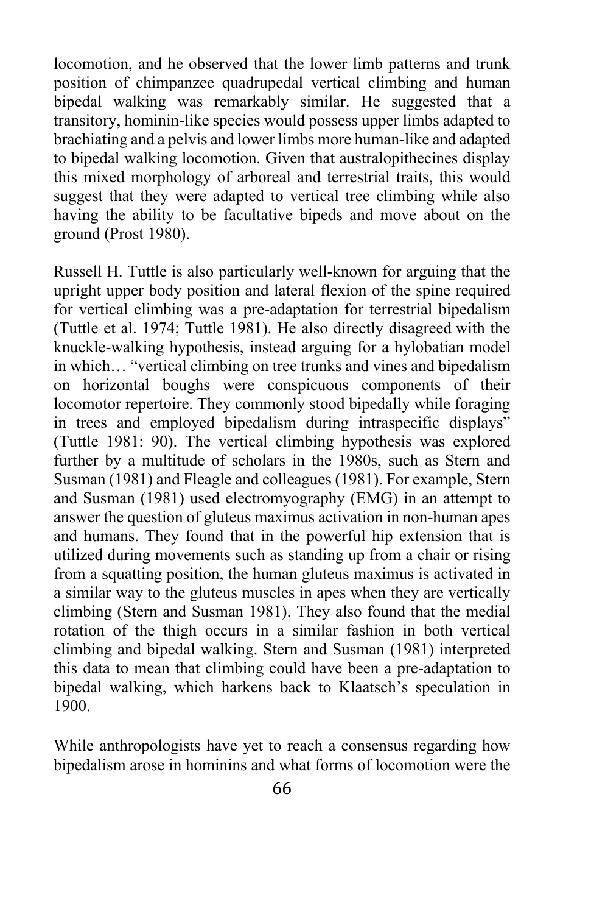locomotion, and he observed that the lower limb patterns and trunk position of chimpanzee quadrupedal vertical climbing and human bipedal walking was remarkably similar. He suggested that a transitory, hominin-like species would possess upper limbs adapted to brachiating and a pelvis and lower limbs more human-like and adapted to bipedal walking locomotion. Given that australopithecines display this mixed morphology of arboreal and terrestrial traits, this would suggest that they were adapted to vertical tree climbing while also having the ability to be facultative bipeds and move about on the ground (Prost 1980).

Russell H. Tuttle is also particularly well-known for arguing that the upright upper body position and lateral flexion of the spine required for vertical climbing was a pre-adaptation for terrestrial bipedalism (Tuttle et al. 1974; Tuttle 1981). He also directly disagreed with the knuckle-walking hypothesis, instead arguing for a hylobatian model in which… "vertical climbing on tree trunks and vines and bipedalism on horizontal boughs were conspicuous components of their locomotor repertoire. They commonly stood bipedally while foraging in trees and employed bipedalism during intraspecific displays" (Tuttle 1981: 90). The vertical climbing hypothesis was explored further by a multitude of scholars in the 1980s, such as Stern and Susman (1981) and Fleagle and colleagues (1981). For example, Stern and Susman (1981) used electromyography (EMG) in an attempt to answer the question of gluteus maximus activation in non-human apes and humans. They found that in the powerful hip extension that is utilized during movements such as standing up from a chair or rising from a squatting position, the human gluteus maximus is activated in a similar way to the gluteus muscles in apes when they are vertically climbing (Stern and Susman 1981). They also found that the medial rotation of the thigh occurs in a similar fashion in both vertical climbing and bipedal walking. Stern and Susman (1981) interpreted this data to mean that climbing could have been a pre-adaptation to bipedal walking, which harkens back to Klaatsch's speculation in 1900.

While anthropologists have yet to reach a consensus regarding how bipedalism arose in hominins and what forms of locomotion were the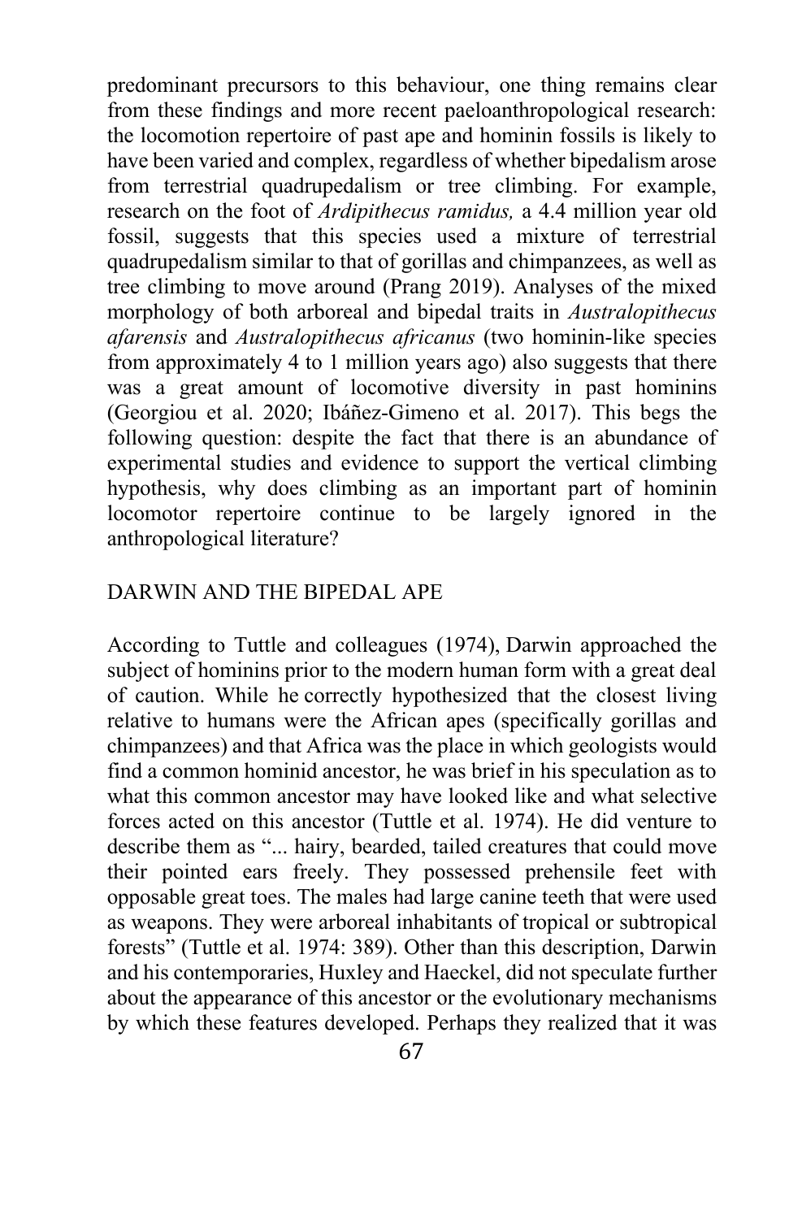predominant precursors to this behaviour, one thing remains clear from these findings and more recent paeloanthropological research: the locomotion repertoire of past ape and hominin fossils is likely to have been varied and complex, regardless of whether bipedalism arose from terrestrial quadrupedalism or tree climbing. For example, research on the foot of *Ardipithecus ramidus,* a 4.4 million year old fossil, suggests that this species used a mixture of terrestrial quadrupedalism similar to that of gorillas and chimpanzees, as well as tree climbing to move around (Prang 2019). Analyses of the mixed morphology of both arboreal and bipedal traits in *Australopithecus afarensis* and *Australopithecus africanus* (two hominin-like species from approximately 4 to 1 million years ago) also suggests that there was a great amount of locomotive diversity in past hominins (Georgiou et al. 2020; Ibáñez-Gimeno et al. 2017). This begs the following question: despite the fact that there is an abundance of experimental studies and evidence to support the vertical climbing hypothesis, why does climbing as an important part of hominin locomotor repertoire continue to be largely ignored in the anthropological literature?

## DARWIN AND THE BIPEDAL APE

According to Tuttle and colleagues (1974), Darwin approached the subject of hominins prior to the modern human form with a great deal of caution. While he correctly hypothesized that the closest living relative to humans were the African apes (specifically gorillas and chimpanzees) and that Africa was the place in which geologists would find a common hominid ancestor, he was brief in his speculation as to what this common ancestor may have looked like and what selective forces acted on this ancestor (Tuttle et al. 1974). He did venture to describe them as "... hairy, bearded, tailed creatures that could move their pointed ears freely. They possessed prehensile feet with opposable great toes. The males had large canine teeth that were used as weapons. They were arboreal inhabitants of tropical or subtropical forests" (Tuttle et al. 1974: 389). Other than this description, Darwin and his contemporaries, Huxley and Haeckel, did not speculate further about the appearance of this ancestor or the evolutionary mechanisms by which these features developed. Perhaps they realized that it was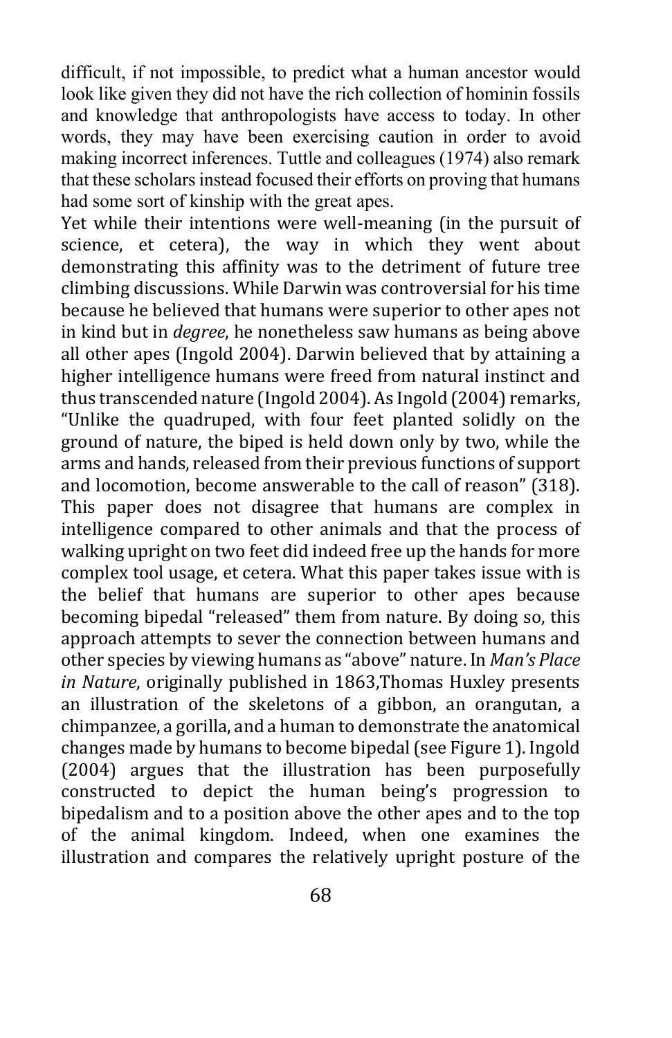difficult, if not impossible, to predict what a human ancestor would look like given they did not have the rich collection of hominin fossils and knowledge that anthropologists have access to today. In other words, they may have been exercising caution in order to avoid making incorrect inferences. Tuttle and colleagues (1974) also remark that these scholars instead focused their efforts on proving that humans had some sort of kinship with the great apes.

Yet while their intentions were well-meaning (in the pursuit of science, et cetera), the way in which they went about demonstrating this affinity was to the detriment of future tree climbing discussions. While Darwin was controversial for his time because he believed that humans were superior to other apes not in kind but in *degree*, he nonetheless saw humans as being above all other apes (Ingold 2004). Darwin believed that by attaining a higher intelligence humans were freed from natural instinct and thus transcended nature (Ingold 2004). As Ingold (2004) remarks, "Unlike the quadruped, with four feet planted solidly on the ground of nature, the biped is held down only by two, while the arms and hands, released from their previous functions of support and locomotion, become answerable to the call of reason" (318). This paper does not disagree that humans are complex in intelligence compared to other animals and that the process of walking upright on two feet did indeed free up the hands for more complex tool usage, et cetera. What this paper takes issue with is the belief that humans are superior to other apes because becoming bipedal "released" them from nature. By doing so, this approach attempts to sever the connection between humans and other species by viewing humans as "above" nature. In *Man's Place in Nature*, originally published in 1863,Thomas Huxley presents an illustration of the skeletons of a gibbon, an orangutan, a chimpanzee, a gorilla, and a human to demonstrate the anatomical changes made by humans to become bipedal (see Figure 1). Ingold (2004) argues that the illustration has been purposefully constructed to depict the human being's progression to bipedalism and to a position above the other apes and to the top of the animal kingdom. Indeed, when one examines the illustration and compares the relatively upright posture of the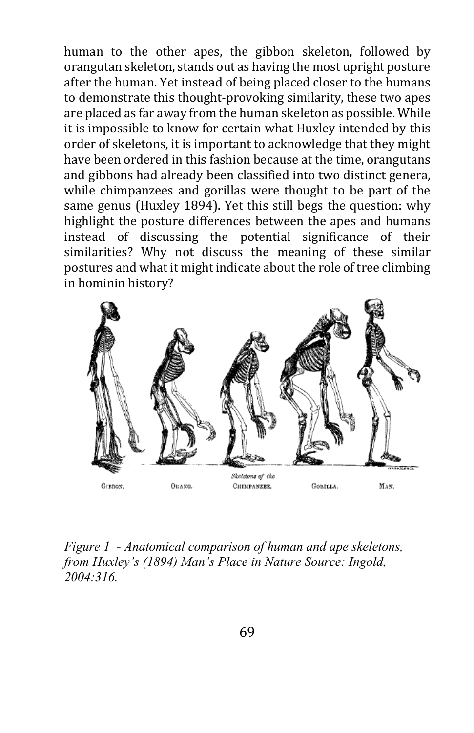human to the other apes, the gibbon skeleton, followed by orangutan skeleton, stands out as having the most upright posture after the human. Yet instead of being placed closer to the humans to demonstrate this thought-provoking similarity, these two apes are placed as far away from the human skeleton as possible. While it is impossible to know for certain what Huxley intended by this order of skeletons, it is important to acknowledge that they might have been ordered in this fashion because at the time, orangutans and gibbons had already been classified into two distinct genera, while chimpanzees and gorillas were thought to be part of the same genus (Huxley 1894). Yet this still begs the question: why highlight the posture differences between the apes and humans instead of discussing the potential significance of their similarities? Why not discuss the meaning of these similar postures and what it might indicate about the role of tree climbing in hominin history?

*Figure 1 - Anatomical comparison of human and ape skeletons, from Huxley's (1894) Man's Place in Nature Source: Ingold, 2004:316.*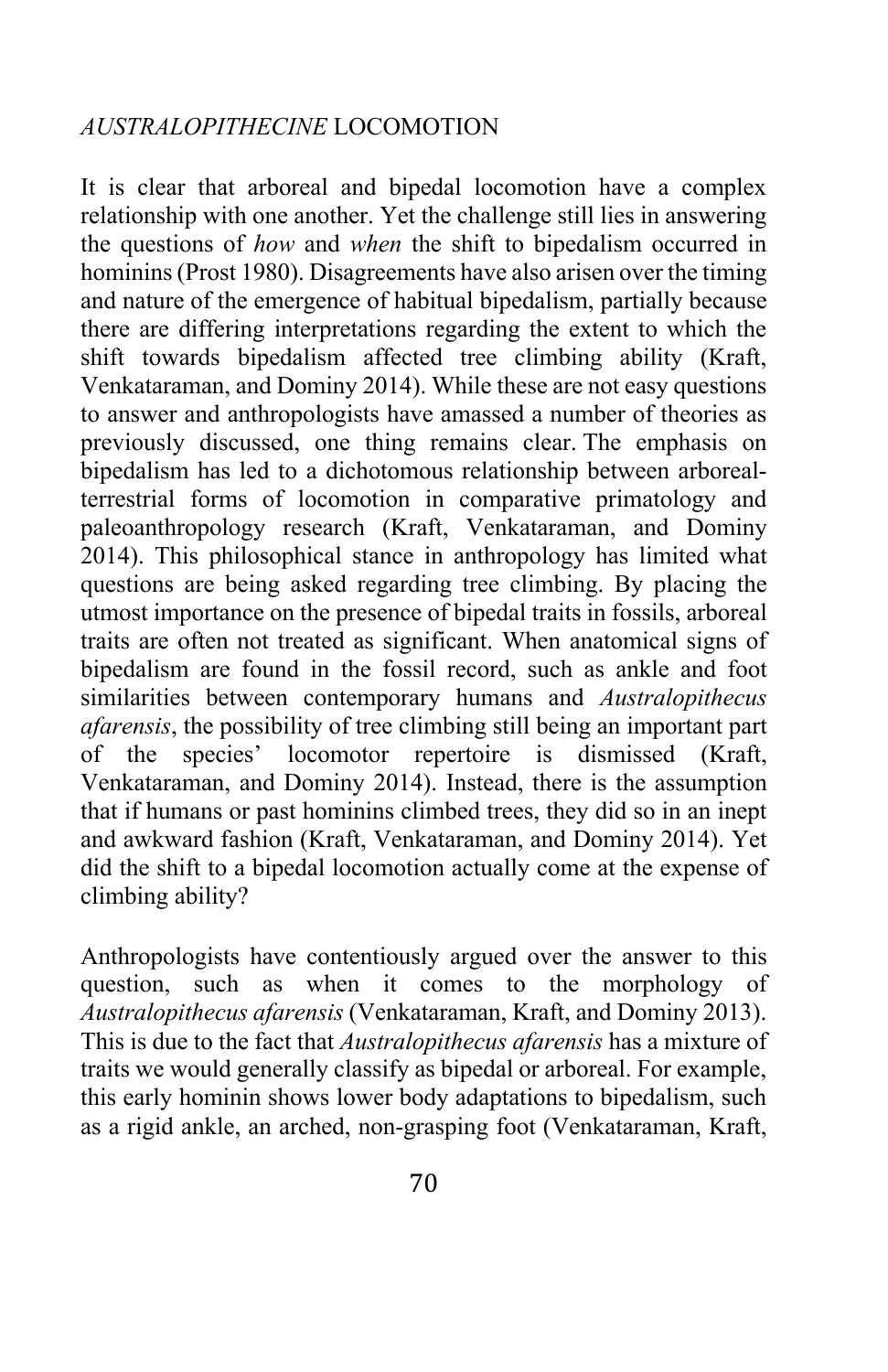## *AUSTRALOPITHECINE* LOCOMOTION

It is clear that arboreal and bipedal locomotion have a complex relationship with one another. Yet the challenge still lies in answering the questions of *how* and *when* the shift to bipedalism occurred in hominins (Prost 1980). Disagreements have also arisen over the timing and nature of the emergence of habitual bipedalism, partially because there are differing interpretations regarding the extent to which the shift towards bipedalism affected tree climbing ability (Kraft, Venkataraman, and Dominy 2014). While these are not easy questions to answer and anthropologists have amassed a number of theories as previously discussed, one thing remains clear. The emphasis on bipedalism has led to a dichotomous relationship between arboreal-terrestrial forms of locomotion in comparative primatology and paleoanthropology research (Kraft, Venkataraman, and Dominy 2014). This philosophical stance in anthropology has limited what questions are being asked regarding tree climbing. By placing the utmost importance on the presence of bipedal traits in fossils, arboreal traits are often not treated as significant. When anatomical signs of bipedalism are found in the fossil record, such as ankle and foot similarities between contemporary humans and *Australopithecus afarensis*, the possibility of tree climbing still being an important part of the species' locomotor repertoire is dismissed (Kraft, Venkataraman, and Dominy 2014). Instead, there is the assumption that if humans or past hominins climbed trees, they did so in an inept and awkward fashion (Kraft, Venkataraman, and Dominy 2014). Yet did the shift to a bipedal locomotion actually come at the expense of climbing ability?

Anthropologists have contentiously argued over the answer to this question, such as when it comes to the morphology of *Australopithecus afarensis* (Venkataraman, Kraft, and Dominy 2013). This is due to the fact that *Australopithecus afarensis* has a mixture of traits we would generally classify as bipedal or arboreal. For example, this early hominin shows lower body adaptations to bipedalism, such as a rigid ankle, an arched, non-grasping foot (Venkataraman, Kraft,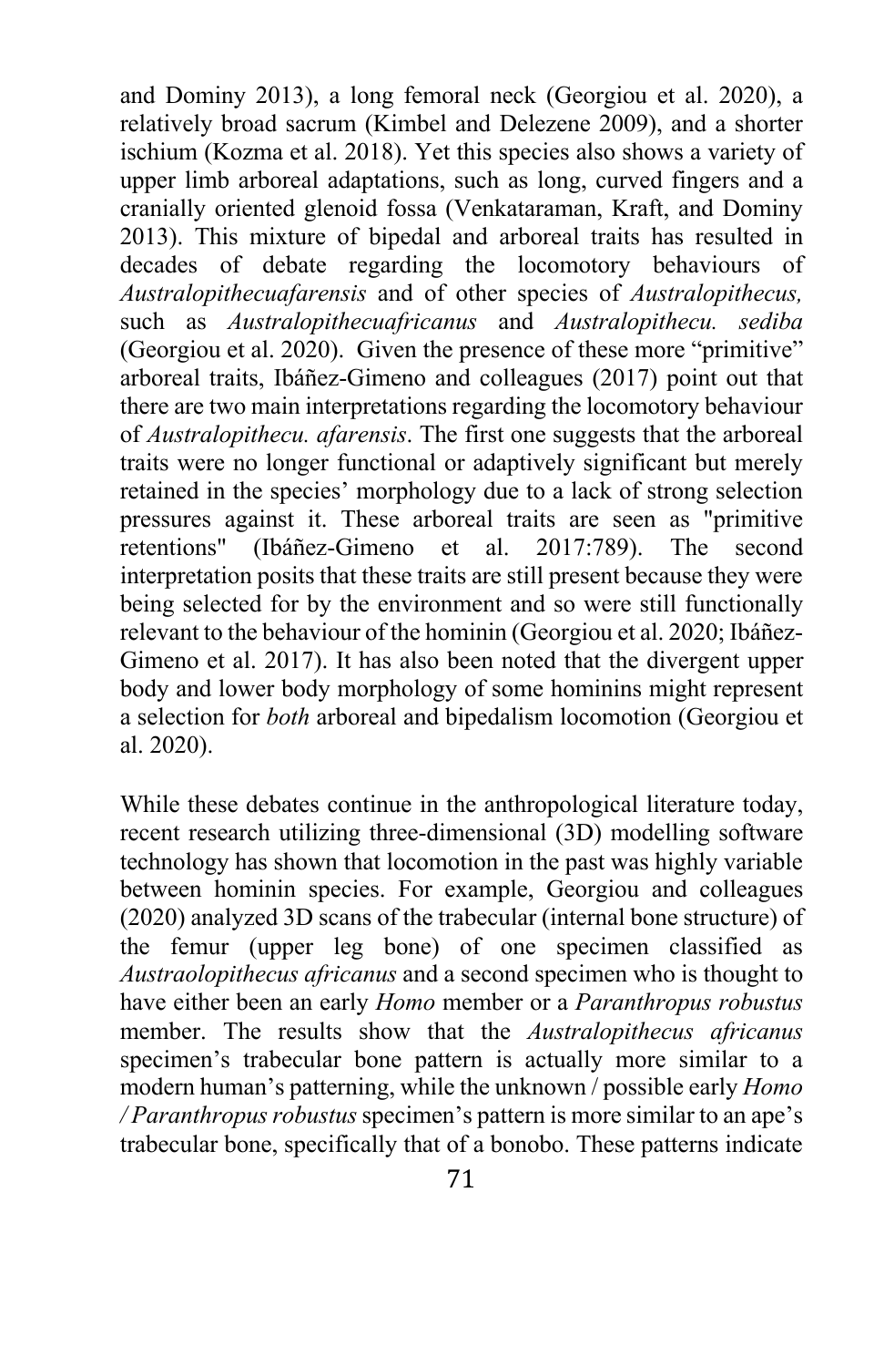and Dominy 2013), a long femoral neck (Georgiou et al. 2020), a relatively broad sacrum (Kimbel and Delezene 2009), and a shorter ischium (Kozma et al. 2018). Yet this species also shows a variety of upper limb arboreal adaptations, such as long, curved fingers and a cranially oriented glenoid fossa (Venkataraman, Kraft, and Dominy 2013). This mixture of bipedal and arboreal traits has resulted in decades of debate regarding the locomotory behaviours of *Australopithecuafarensis* and of other species of *Australopithecus,* such as *Australopithecuafricanus* and *Australopithecu. sediba* (Georgiou et al. 2020). Given the presence of these more "primitive" arboreal traits, Ibáñez-Gimeno and colleagues (2017) point out that there are two main interpretations regarding the locomotory behaviour of *Australopithecu. afarensis*. The first one suggests that the arboreal traits were no longer functional or adaptively significant but merely retained in the species' morphology due to a lack of strong selection pressures against it. These arboreal traits are seen as "primitive retentions" (Ibáñez-Gimeno et al. 2017:789). The second interpretation posits that these traits are still present because they were being selected for by the environment and so were still functionally relevant to the behaviour of the hominin (Georgiou et al. 2020; Ibáñez-Gimeno et al. 2017). It has also been noted that the divergent upper body and lower body morphology of some hominins might represent a selection for *both* arboreal and bipedalism locomotion (Georgiou et al. 2020).

While these debates continue in the anthropological literature today, recent research utilizing three-dimensional (3D) modelling software technology has shown that locomotion in the past was highly variable between hominin species. For example, Georgiou and colleagues (2020) analyzed 3D scans of the trabecular (internal bone structure) of the femur (upper leg bone) of one specimen classified as *Austraolopithecus africanus* and a second specimen who is thought to have either been an early *Homo* member or a *Paranthropus robustus* member. The results show that the *Australopithecus africanus* specimen's trabecular bone pattern is actually more similar to a modern human's patterning, while the unknown / possible early *Homo / Paranthropus robustus* specimen's pattern is more similar to an ape's trabecular bone, specifically that of a bonobo. These patterns indicate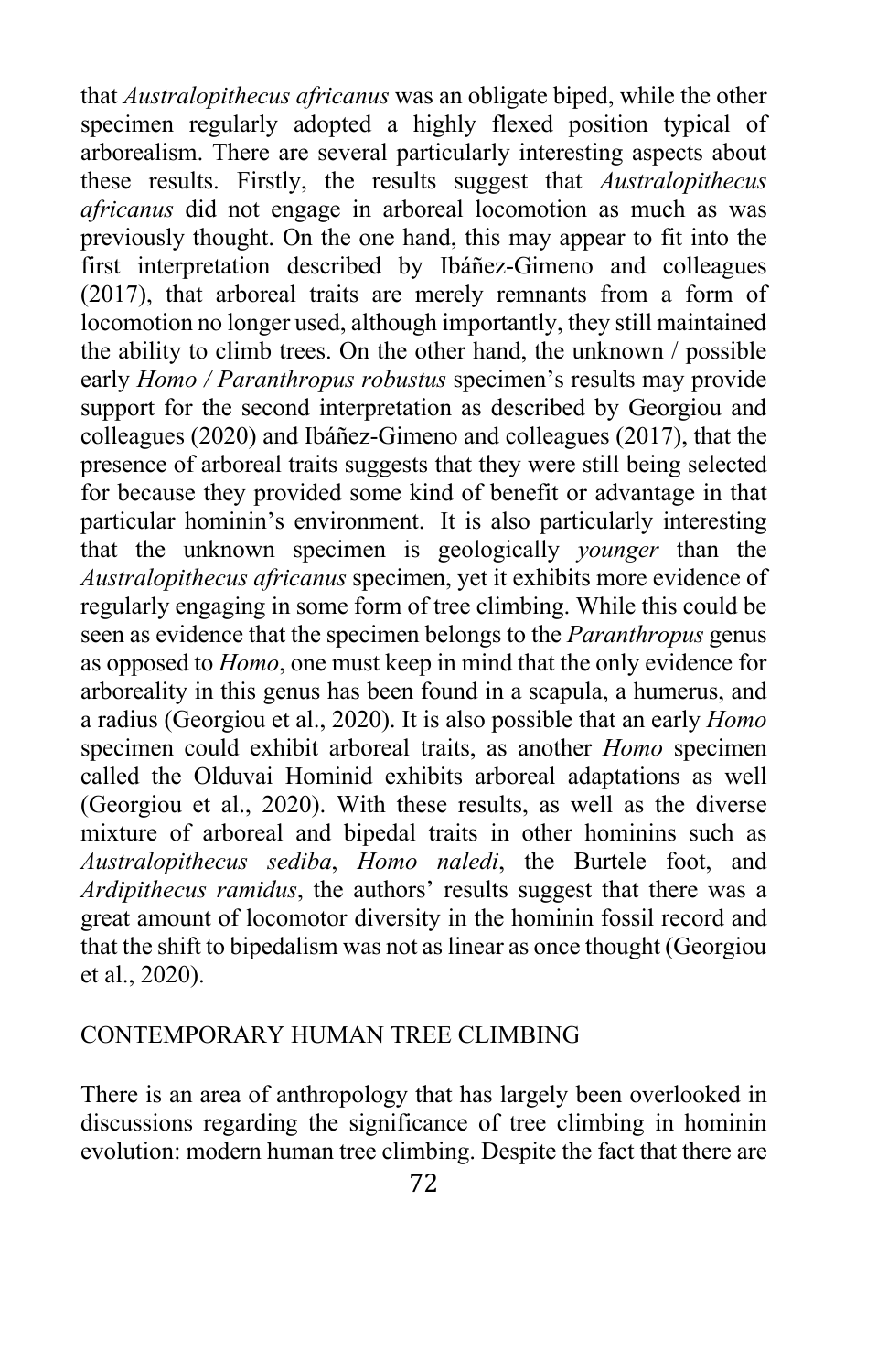that *Australopithecus africanus* was an obligate biped, while the other specimen regularly adopted a highly flexed position typical of arborealism. There are several particularly interesting aspects about these results. Firstly, the results suggest that *Australopithecus africanus* did not engage in arboreal locomotion as much as was previously thought. On the one hand, this may appear to fit into the first interpretation described by Ibáñez-Gimeno and colleagues (2017), that arboreal traits are merely remnants from a form of locomotion no longer used, although importantly, they still maintained the ability to climb trees. On the other hand, the unknown / possible early *Homo / Paranthropus robustus* specimen's results may provide support for the second interpretation as described by Georgiou and colleagues (2020) and Ibáñez-Gimeno and colleagues (2017), that the presence of arboreal traits suggests that they were still being selected for because they provided some kind of benefit or advantage in that particular hominin's environment. It is also particularly interesting that the unknown specimen is geologically *younger* than the *Australopithecus africanus* specimen, yet it exhibits more evidence of regularly engaging in some form of tree climbing. While this could be seen as evidence that the specimen belongs to the *Paranthropus* genus as opposed to *Homo*, one must keep in mind that the only evidence for arboreality in this genus has been found in a scapula, a humerus, and a radius (Georgiou et al., 2020). It is also possible that an early *Homo* specimen could exhibit arboreal traits, as another *Homo* specimen called the Olduvai Hominid exhibits arboreal adaptations as well (Georgiou et al., 2020). With these results, as well as the diverse mixture of arboreal and bipedal traits in other hominins such as *Australopithecus sediba*, *Homo naledi*, the Burtele foot, and *Ardipithecus ramidus*, the authors' results suggest that there was a great amount of locomotor diversity in the hominin fossil record and that the shift to bipedalism was not as linear as once thought (Georgiou et al., 2020).

## CONTEMPORARY HUMAN TREE CLIMBING

There is an area of anthropology that has largely been overlooked in discussions regarding the significance of tree climbing in hominin evolution: modern human tree climbing. Despite the fact that there are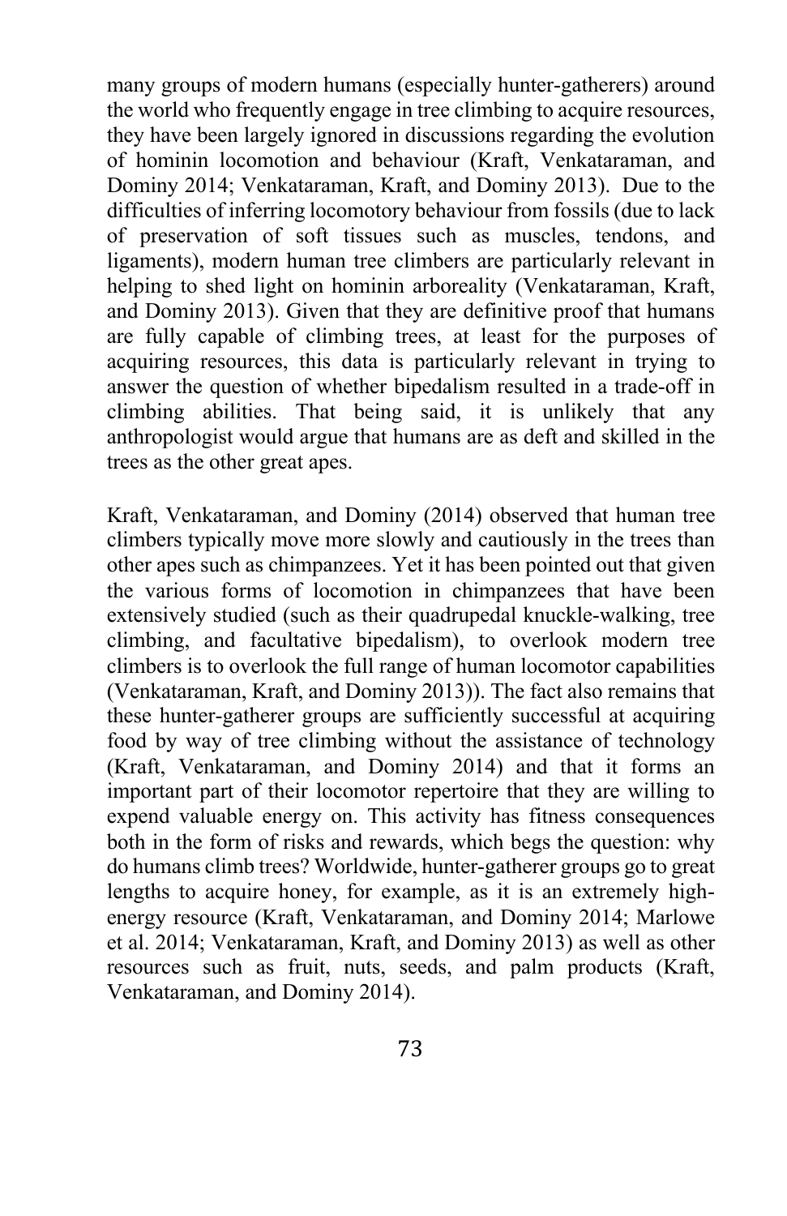many groups of modern humans (especially hunter-gatherers) around the world who frequently engage in tree climbing to acquire resources, they have been largely ignored in discussions regarding the evolution of hominin locomotion and behaviour (Kraft, Venkataraman, and Dominy 2014; Venkataraman, Kraft, and Dominy 2013). Due to the difficulties of inferring locomotory behaviour from fossils (due to lack of preservation of soft tissues such as muscles, tendons, and ligaments), modern human tree climbers are particularly relevant in helping to shed light on hominin arboreality (Venkataraman, Kraft, and Dominy 2013). Given that they are definitive proof that humans are fully capable of climbing trees, at least for the purposes of acquiring resources, this data is particularly relevant in trying to answer the question of whether bipedalism resulted in a trade-off in climbing abilities. That being said, it is unlikely that any anthropologist would argue that humans are as deft and skilled in the trees as the other great apes.

Kraft, Venkataraman, and Dominy (2014) observed that human tree climbers typically move more slowly and cautiously in the trees than other apes such as chimpanzees. Yet it has been pointed out that given the various forms of locomotion in chimpanzees that have been extensively studied (such as their quadrupedal knuckle-walking, tree climbing, and facultative bipedalism), to overlook modern tree climbers is to overlook the full range of human locomotor capabilities (Venkataraman, Kraft, and Dominy 2013)). The fact also remains that these hunter-gatherer groups are sufficiently successful at acquiring food by way of tree climbing without the assistance of technology (Kraft, Venkataraman, and Dominy 2014) and that it forms an important part of their locomotor repertoire that they are willing to expend valuable energy on. This activity has fitness consequences both in the form of risks and rewards, which begs the question: why do humans climb trees? Worldwide, hunter-gatherer groups go to great lengths to acquire honey, for example, as it is an extremely high-energy resource (Kraft, Venkataraman, and Dominy 2014; Marlowe et al. 2014; Venkataraman, Kraft, and Dominy 2013) as well as other resources such as fruit, nuts, seeds, and palm products (Kraft, Venkataraman, and Dominy 2014).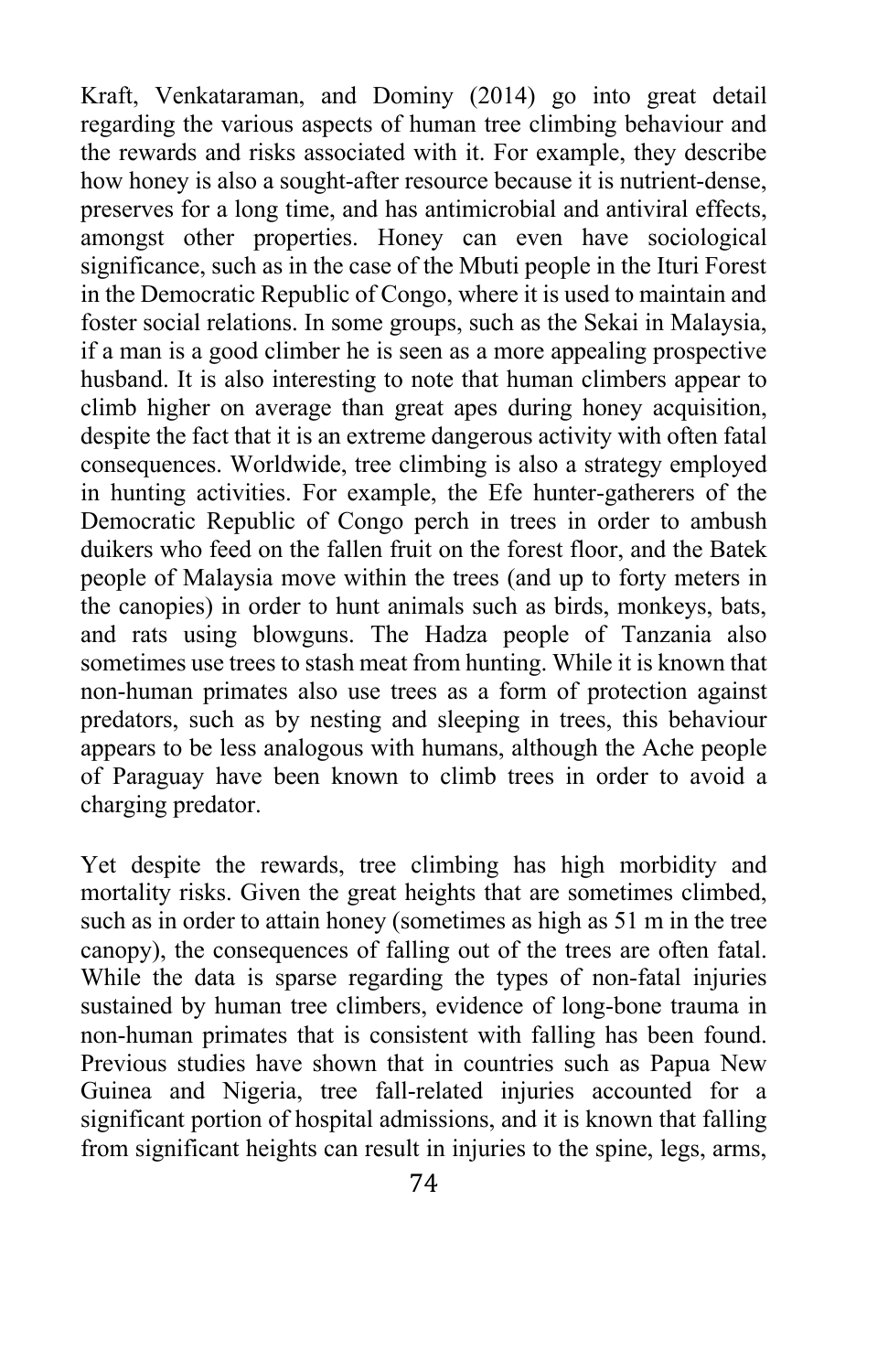Kraft, Venkataraman, and Dominy (2014) go into great detail regarding the various aspects of human tree climbing behaviour and the rewards and risks associated with it. For example, they describe how honey is also a sought-after resource because it is nutrient-dense, preserves for a long time, and has antimicrobial and antiviral effects, amongst other properties. Honey can even have sociological significance, such as in the case of the Mbuti people in the Ituri Forest in the Democratic Republic of Congo, where it is used to maintain and foster social relations. In some groups, such as the Sekai in Malaysia, if a man is a good climber he is seen as a more appealing prospective husband. It is also interesting to note that human climbers appear to climb higher on average than great apes during honey acquisition, despite the fact that it is an extreme dangerous activity with often fatal consequences. Worldwide, tree climbing is also a strategy employed in hunting activities. For example, the Efe hunter-gatherers of the Democratic Republic of Congo perch in trees in order to ambush duikers who feed on the fallen fruit on the forest floor, and the Batek people of Malaysia move within the trees (and up to forty meters in the canopies) in order to hunt animals such as birds, monkeys, bats, and rats using blowguns. The Hadza people of Tanzania also sometimes use trees to stash meat from hunting. While it is known that non-human primates also use trees as a form of protection against predators, such as by nesting and sleeping in trees, this behaviour appears to be less analogous with humans, although the Ache people of Paraguay have been known to climb trees in order to avoid a charging predator.

Yet despite the rewards, tree climbing has high morbidity and mortality risks. Given the great heights that are sometimes climbed, such as in order to attain honey (sometimes as high as 51 m in the tree canopy), the consequences of falling out of the trees are often fatal. While the data is sparse regarding the types of non-fatal injuries sustained by human tree climbers, evidence of long-bone trauma in non-human primates that is consistent with falling has been found. Previous studies have shown that in countries such as Papua New Guinea and Nigeria, tree fall-related injuries accounted for a significant portion of hospital admissions, and it is known that falling from significant heights can result in injuries to the spine, legs, arms,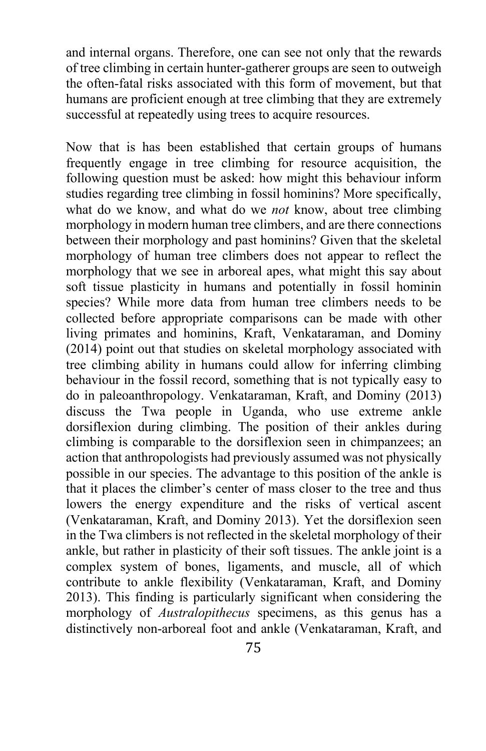and internal organs. Therefore, one can see not only that the rewards of tree climbing in certain hunter-gatherer groups are seen to outweigh the often-fatal risks associated with this form of movement, but that humans are proficient enough at tree climbing that they are extremely successful at repeatedly using trees to acquire resources.

Now that is has been established that certain groups of humans frequently engage in tree climbing for resource acquisition, the following question must be asked: how might this behaviour inform studies regarding tree climbing in fossil hominins? More specifically, what do we know, and what do we *not* know, about tree climbing morphology in modern human tree climbers, and are there connections between their morphology and past hominins? Given that the skeletal morphology of human tree climbers does not appear to reflect the morphology that we see in arboreal apes, what might this say about soft tissue plasticity in humans and potentially in fossil hominin species? While more data from human tree climbers needs to be collected before appropriate comparisons can be made with other living primates and hominins, Kraft, Venkataraman, and Dominy (2014) point out that studies on skeletal morphology associated with tree climbing ability in humans could allow for inferring climbing behaviour in the fossil record, something that is not typically easy to do in paleoanthropology. Venkataraman, Kraft, and Dominy (2013) discuss the Twa people in Uganda, who use extreme ankle dorsiflexion during climbing. The position of their ankles during climbing is comparable to the dorsiflexion seen in chimpanzees; an action that anthropologists had previously assumed was not physically possible in our species. The advantage to this position of the ankle is that it places the climber's center of mass closer to the tree and thus lowers the energy expenditure and the risks of vertical ascent (Venkataraman, Kraft, and Dominy 2013). Yet the dorsiflexion seen in the Twa climbers is not reflected in the skeletal morphology of their ankle, but rather in plasticity of their soft tissues. The ankle joint is a complex system of bones, ligaments, and muscle, all of which contribute to ankle flexibility (Venkataraman, Kraft, and Dominy 2013). This finding is particularly significant when considering the morphology of *Australopithecus* specimens, as this genus has a distinctively non-arboreal foot and ankle (Venkataraman, Kraft, and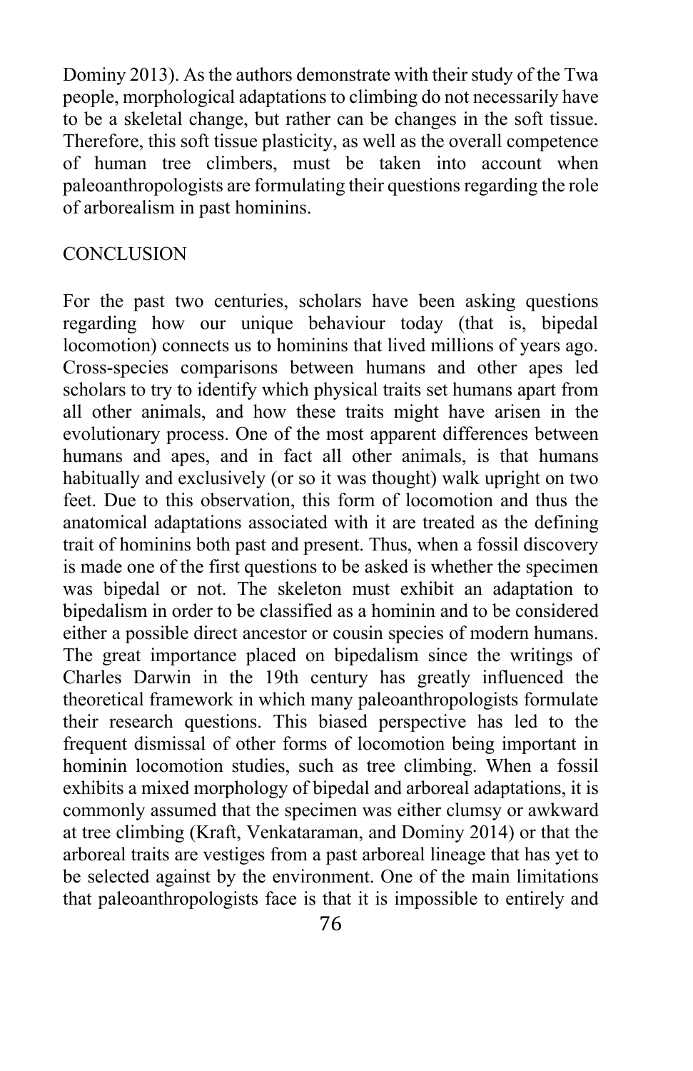Dominy 2013). As the authors demonstrate with their study of the Twa people, morphological adaptations to climbing do not necessarily have to be a skeletal change, but rather can be changes in the soft tissue. Therefore, this soft tissue plasticity, as well as the overall competence of human tree climbers, must be taken into account when paleoanthropologists are formulating their questions regarding the role of arborealism in past hominins.

## CONCLUSION

For the past two centuries, scholars have been asking questions regarding how our unique behaviour today (that is, bipedal locomotion) connects us to hominins that lived millions of years ago. Cross-species comparisons between humans and other apes led scholars to try to identify which physical traits set humans apart from all other animals, and how these traits might have arisen in the evolutionary process. One of the most apparent differences between humans and apes, and in fact all other animals, is that humans habitually and exclusively (or so it was thought) walk upright on two feet. Due to this observation, this form of locomotion and thus the anatomical adaptations associated with it are treated as the defining trait of hominins both past and present. Thus, when a fossil discovery is made one of the first questions to be asked is whether the specimen was bipedal or not. The skeleton must exhibit an adaptation to bipedalism in order to be classified as a hominin and to be considered either a possible direct ancestor or cousin species of modern humans. The great importance placed on bipedalism since the writings of Charles Darwin in the 19th century has greatly influenced the theoretical framework in which many paleoanthropologists formulate their research questions. This biased perspective has led to the frequent dismissal of other forms of locomotion being important in hominin locomotion studies, such as tree climbing. When a fossil exhibits a mixed morphology of bipedal and arboreal adaptations, it is commonly assumed that the specimen was either clumsy or awkward at tree climbing (Kraft, Venkataraman, and Dominy 2014) or that the arboreal traits are vestiges from a past arboreal lineage that has yet to be selected against by the environment. One of the main limitations that paleoanthropologists face is that it is impossible to entirely and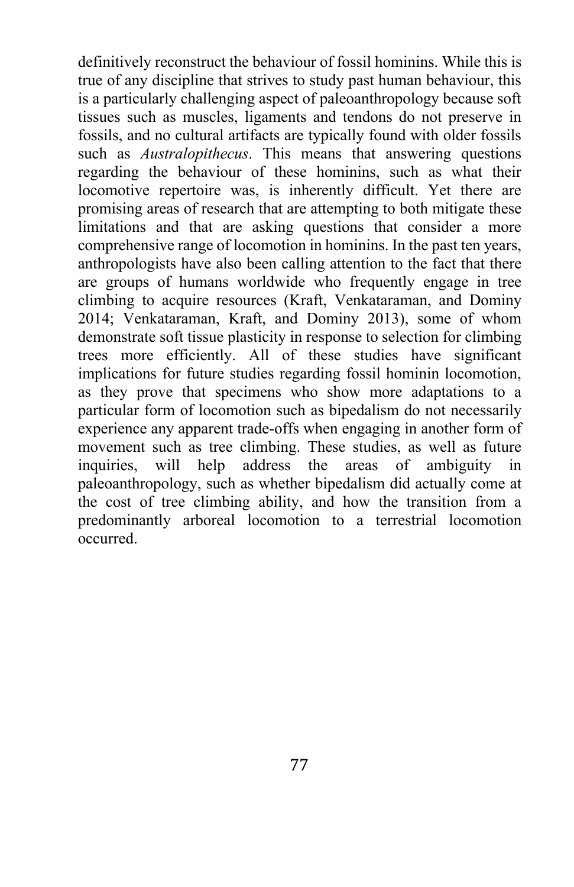definitively reconstruct the behaviour of fossil hominins. While this is true of any discipline that strives to study past human behaviour, this is a particularly challenging aspect of paleoanthropology because soft tissues such as muscles, ligaments and tendons do not preserve in fossils, and no cultural artifacts are typically found with older fossils such as *Australopithecus*. This means that answering questions regarding the behaviour of these hominins, such as what their locomotive repertoire was, is inherently difficult. Yet there are promising areas of research that are attempting to both mitigate these limitations and that are asking questions that consider a more comprehensive range of locomotion in hominins. In the past ten years, anthropologists have also been calling attention to the fact that there are groups of humans worldwide who frequently engage in tree climbing to acquire resources (Kraft, Venkataraman, and Dominy 2014; Venkataraman, Kraft, and Dominy 2013), some of whom demonstrate soft tissue plasticity in response to selection for climbing trees more efficiently. All of these studies have significant implications for future studies regarding fossil hominin locomotion, as they prove that specimens who show more adaptations to a particular form of locomotion such as bipedalism do not necessarily experience any apparent trade-offs when engaging in another form of movement such as tree climbing. These studies, as well as future inquiries, will help address the areas of ambiguity in paleoanthropology, such as whether bipedalism did actually come at the cost of tree climbing ability, and how the transition from a predominantly arboreal locomotion to a terrestrial locomotion occurred.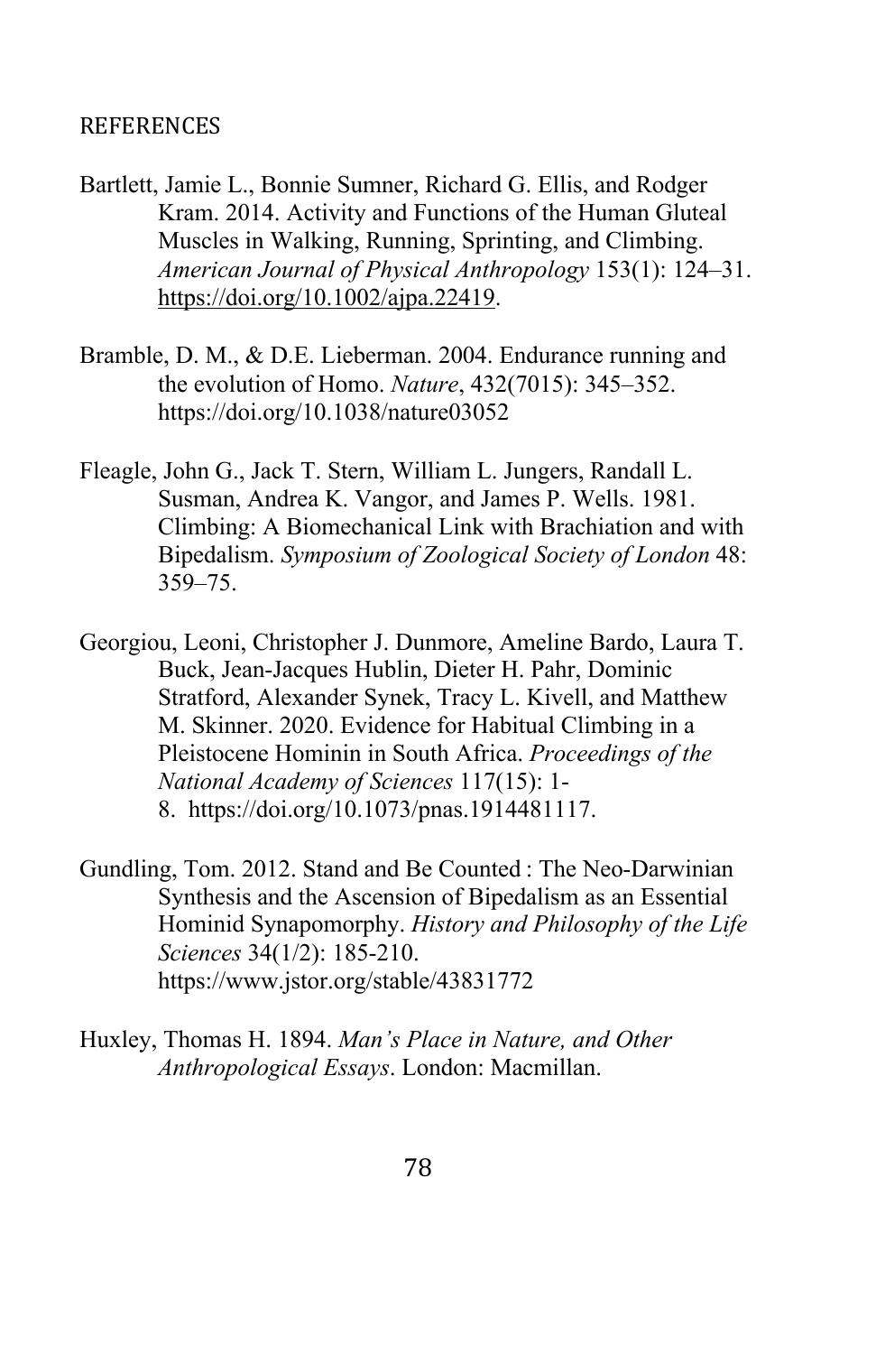## REFERENCES

Bartlett, Jamie L., Bonnie Sumner, Richard G. Ellis, and Rodger Kram. 2014. Activity and Functions of the Human Gluteal Muscles in Walking, Running, Sprinting, and Climbing. *American Journal of Physical Anthropology* 153(1): 124–31. https://doi.org/10.1002/ajpa.22419.

Bramble, D. M., & D.E. Lieberman. 2004. Endurance running and the evolution of Homo. *Nature*, 432(7015): 345–352. https://doi.org/10.1038/nature03052

Fleagle, John G., Jack T. Stern, William L. Jungers, Randall L. Susman, Andrea K. Vangor, and James P. Wells. 1981. Climbing: A Biomechanical Link with Brachiation and with Bipedalism. *Symposium of Zoological Society of London* 48: 359–75.

Georgiou, Leoni, Christopher J. Dunmore, Ameline Bardo, Laura T. Buck, Jean-Jacques Hublin, Dieter H. Pahr, Dominic Stratford, Alexander Synek, Tracy L. Kivell, and Matthew M. Skinner. 2020. Evidence for Habitual Climbing in a Pleistocene Hominin in South Africa. *Proceedings of the National Academy of Sciences* 117(15): 1-8. https://doi.org/10.1073/pnas.1914481117.

Gundling, Tom. 2012. Stand and Be Counted : The Neo-Darwinian Synthesis and the Ascension of Bipedalism as an Essential Hominid Synapomorphy. *History and Philosophy of the Life Sciences* 34(1/2): 185-210. https://www.jstor.org/stable/43831772

Huxley, Thomas H. 1894. *Man's Place in Nature, and Other Anthropological Essays*. London: Macmillan.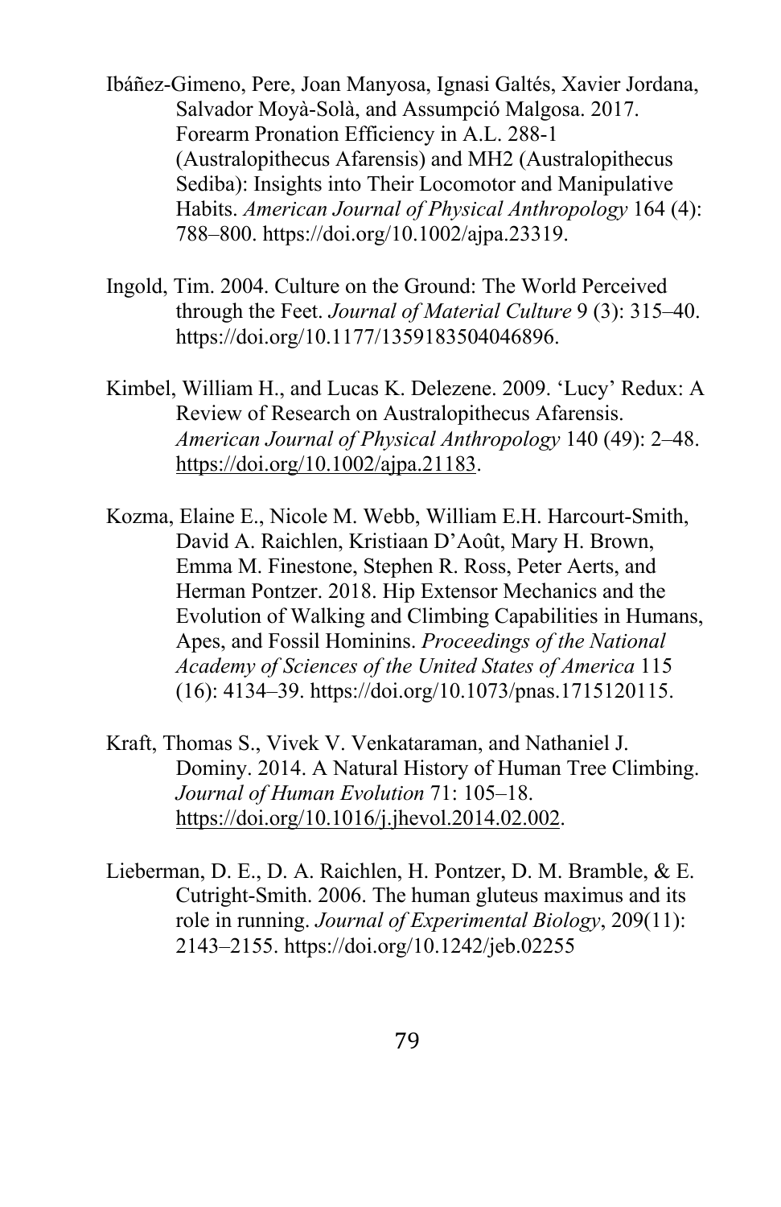Ibáñez-Gimeno, Pere, Joan Manyosa, Ignasi Galtés, Xavier Jordana, Salvador Moyà-Solà, and Assumpció Malgosa. 2017. Forearm Pronation Efficiency in A.L. 288-1 (Australopithecus Afarensis) and MH2 (Australopithecus Sediba): Insights into Their Locomotor and Manipulative Habits. *American Journal of Physical Anthropology* 164 (4): 788–800. https://doi.org/10.1002/ajpa.23319.

Ingold, Tim. 2004. Culture on the Ground: The World Perceived through the Feet. *Journal of Material Culture* 9 (3): 315–40. https://doi.org/10.1177/1359183504046896.

Kimbel, William H., and Lucas K. Delezene. 2009. 'Lucy' Redux: A Review of Research on Australopithecus Afarensis. *American Journal of Physical Anthropology* 140 (49): 2–48. https://doi.org/10.1002/ajpa.21183.

Kozma, Elaine E., Nicole M. Webb, William E.H. Harcourt-Smith, David A. Raichlen, Kristiaan D'Août, Mary H. Brown, Emma M. Finestone, Stephen R. Ross, Peter Aerts, and Herman Pontzer. 2018. Hip Extensor Mechanics and the Evolution of Walking and Climbing Capabilities in Humans, Apes, and Fossil Hominins. *Proceedings of the National Academy of Sciences of the United States of America* 115 (16): 4134–39. https://doi.org/10.1073/pnas.1715120115.

Kraft, Thomas S., Vivek V. Venkataraman, and Nathaniel J. Dominy. 2014. A Natural History of Human Tree Climbing. *Journal of Human Evolution* 71: 105–18. https://doi.org/10.1016/j.jhevol.2014.02.002.

Lieberman, D. E., D. A. Raichlen, H. Pontzer, D. M. Bramble, & E. Cutright-Smith. 2006. The human gluteus maximus and its role in running. *Journal of Experimental Biology*, 209(11): 2143–2155. https://doi.org/10.1242/jeb.02255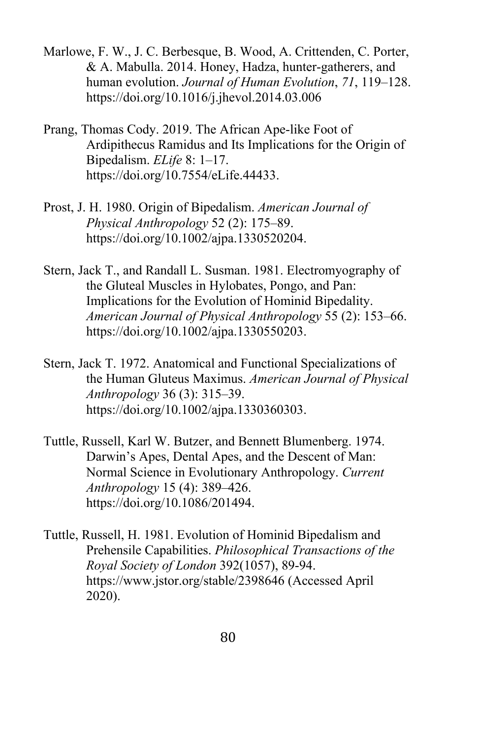Marlowe, F. W., J. C. Berbesque, B. Wood, A. Crittenden, C. Porter, & A. Mabulla. 2014. Honey, Hadza, hunter-gatherers, and human evolution. *Journal of Human Evolution*, *71*, 119–128. https://doi.org/10.1016/j.jhevol.2014.03.006

Prang, Thomas Cody. 2019. The African Ape-like Foot of Ardipithecus Ramidus and Its Implications for the Origin of Bipedalism. *ELife* 8: 1–17. https://doi.org/10.7554/eLife.44433.

Prost, J. H. 1980. Origin of Bipedalism. *American Journal of Physical Anthropology* 52 (2): 175–89. https://doi.org/10.1002/ajpa.1330520204.

Stern, Jack T., and Randall L. Susman. 1981. Electromyography of the Gluteal Muscles in Hylobates, Pongo, and Pan: Implications for the Evolution of Hominid Bipedality. *American Journal of Physical Anthropology* 55 (2): 153–66. https://doi.org/10.1002/ajpa.1330550203.

Stern, Jack T. 1972. Anatomical and Functional Specializations of the Human Gluteus Maximus. *American Journal of Physical Anthropology* 36 (3): 315–39. https://doi.org/10.1002/ajpa.1330360303.

Tuttle, Russell, Karl W. Butzer, and Bennett Blumenberg. 1974. Darwin's Apes, Dental Apes, and the Descent of Man: Normal Science in Evolutionary Anthropology. *Current Anthropology* 15 (4): 389–426. https://doi.org/10.1086/201494.

Tuttle, Russell, H. 1981. Evolution of Hominid Bipedalism and Prehensile Capabilities. *Philosophical Transactions of the Royal Society of London* 392(1057), 89-94. https://www.jstor.org/stable/2398646 (Accessed April 2020).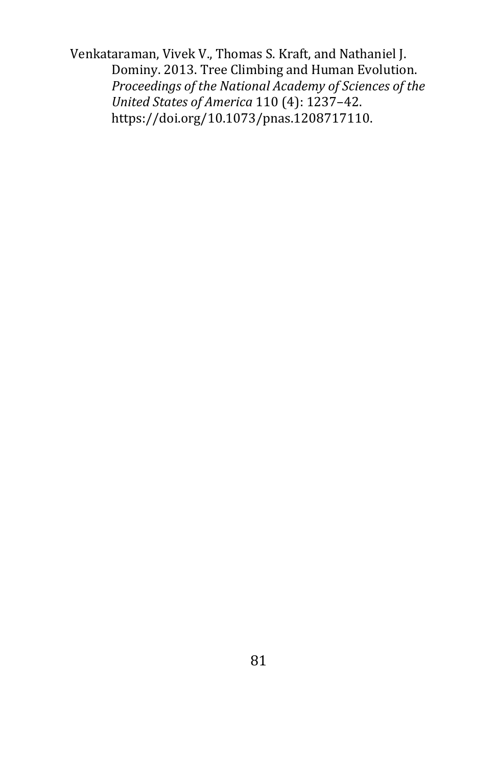Venkataraman, Vivek V., Thomas S. Kraft, and Nathaniel J. Dominy. 2013. Tree Climbing and Human Evolution. *Proceedings of the National Academy of Sciences of the United States of America* 110 (4): 1237–42. https://doi.org/10.1073/pnas.1208717110.